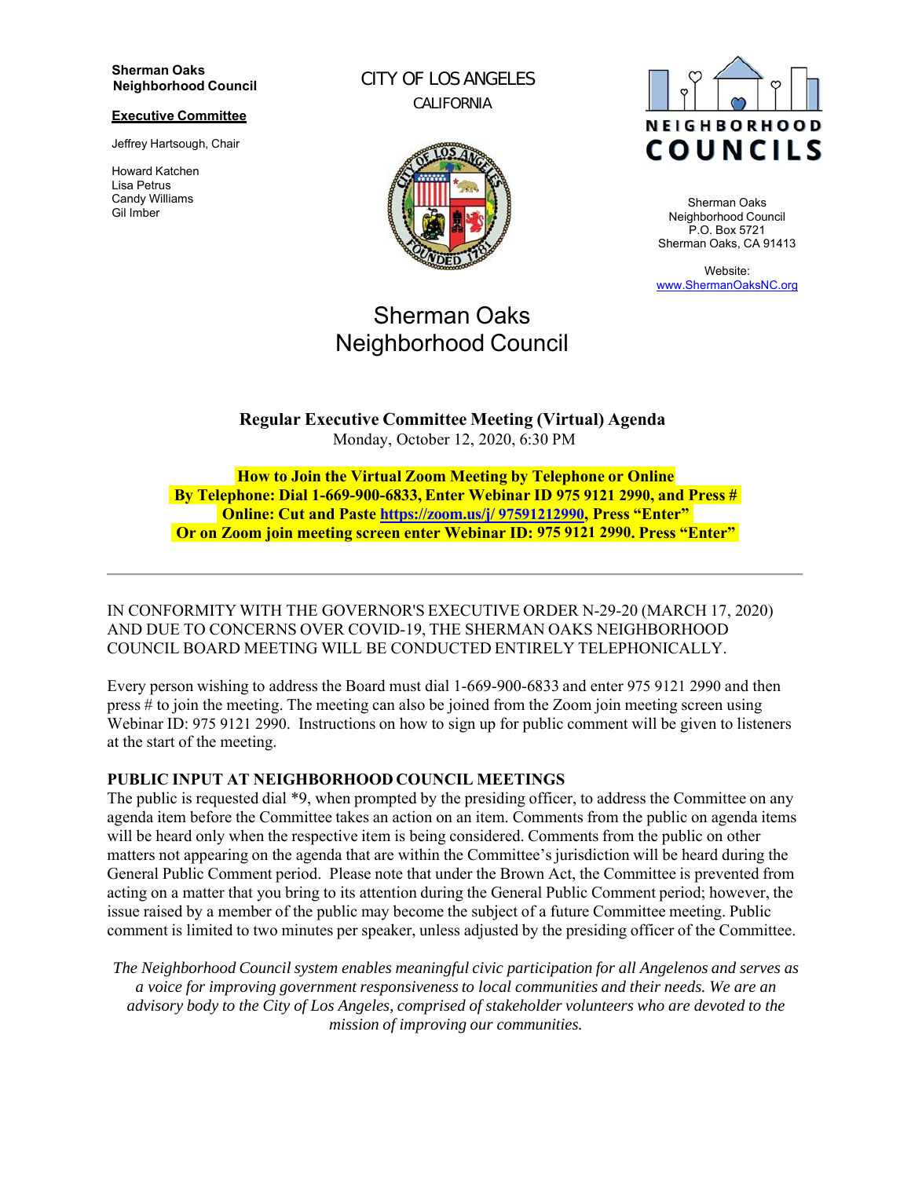**Sherman Oaks Neighborhood Council**

**Executive Committee**

Jeffrey Hartsough, Chair

Howard Katchen
Lisa Petrus
Candy Williams
Gil Imber

CITY OF LOS ANGELES
CALIFORNIA

NEIGHBORHOOD COUNCILS

Sherman Oaks
Neighborhood Council
P.O. Box 5721
Sherman Oaks, CA 91413

Website:
www.ShermanOaksNC.org

# Sherman Oaks Neighborhood Council

**Regular Executive Committee Meeting (Virtual) Agenda**
Monday, October 12, 2020, 6:30 PM

**How to Join the Virtual Zoom Meeting by Telephone or Online**
**By Telephone: Dial 1-669-900-6833, Enter Webinar ID 975 9121 2990, and Press #**
**Online: Cut and Paste [https://zoom.us/j/ 97591212990](https://zoom.us/j/97591212990), Press "Enter"**
**Or on Zoom join meeting screen enter Webinar ID: 975 9121 2990. Press "Enter"**

---

IN CONFORMITY WITH THE GOVERNOR'S EXECUTIVE ORDER N-29-20 (MARCH 17, 2020) AND DUE TO CONCERNS OVER COVID-19, THE SHERMAN OAKS NEIGHBORHOOD COUNCIL BOARD MEETING WILL BE CONDUCTED ENTIRELY TELEPHONICALLY.

Every person wishing to address the Board must dial 1-669-900-6833 and enter 975 9121 2990 and then press # to join the meeting. The meeting can also be joined from the Zoom join meeting screen using Webinar ID: 975 9121 2990. Instructions on how to sign up for public comment will be given to listeners at the start of the meeting.

**PUBLIC INPUT AT NEIGHBORHOOD COUNCIL MEETINGS**
The public is requested dial *9, when prompted by the presiding officer, to address the Committee on any agenda item before the Committee takes an action on an item. Comments from the public on agenda items will be heard only when the respective item is being considered. Comments from the public on other matters not appearing on the agenda that are within the Committee's jurisdiction will be heard during the General Public Comment period. Please note that under the Brown Act, the Committee is prevented from acting on a matter that you bring to its attention during the General Public Comment period; however, the issue raised by a member of the public may become the subject of a future Committee meeting. Public comment is limited to two minutes per speaker, unless adjusted by the presiding officer of the Committee.

*The Neighborhood Council system enables meaningful civic participation for all Angelenos and serves as a voice for improving government responsiveness to local communities and their needs. We are an advisory body to the City of Los Angeles, comprised of stakeholder volunteers who are devoted to the mission of improving our communities.*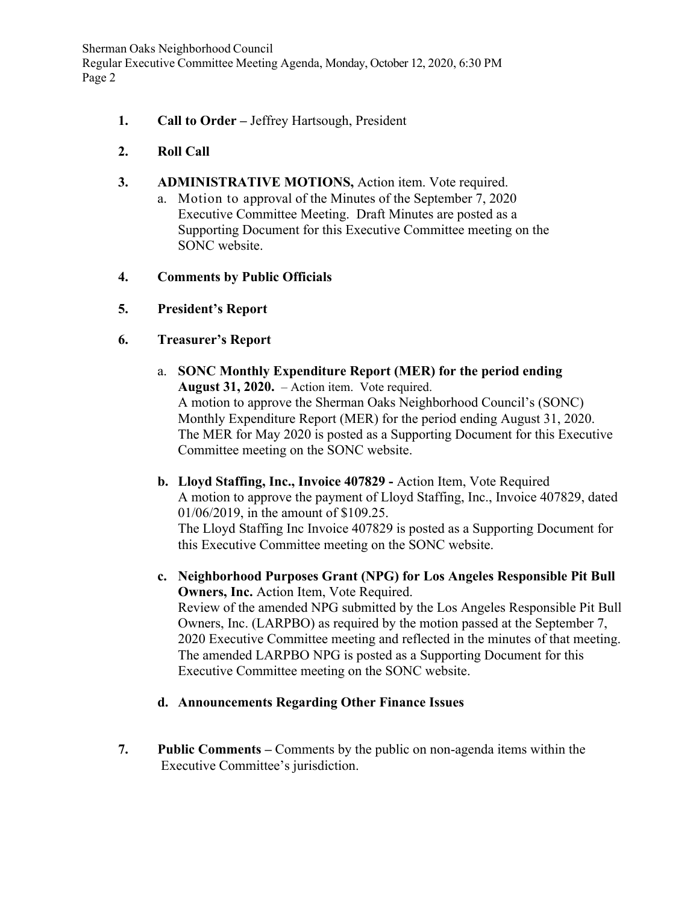1. **Call to Order –** Jeffrey Hartsough, President

2. **Roll Call**

3. **ADMINISTRATIVE MOTIONS,** Action item. Vote required.
   a. Motion to approval of the Minutes of the September 7, 2020 Executive Committee Meeting. Draft Minutes are posted as a Supporting Document for this Executive Committee meeting on the SONC website.

4. **Comments by Public Officials**

5. **President's Report**

6. **Treasurer's Report**

   a. **SONC Monthly Expenditure Report (MER) for the period ending August 31, 2020.** – Action item. Vote required.
   A motion to approve the Sherman Oaks Neighborhood Council's (SONC) Monthly Expenditure Report (MER) for the period ending August 31, 2020. The MER for May 2020 is posted as a Supporting Document for this Executive Committee meeting on the SONC website.

   **b. Lloyd Staffing, Inc., Invoice 407829 -** Action Item, Vote Required
   A motion to approve the payment of Lloyd Staffing, Inc., Invoice 407829, dated 01/06/2019, in the amount of $109.25.
   The Lloyd Staffing Inc Invoice 407829 is posted as a Supporting Document for this Executive Committee meeting on the SONC website.

   **c. Neighborhood Purposes Grant (NPG) for Los Angeles Responsible Pit Bull Owners, Inc.** Action Item, Vote Required.
   Review of the amended NPG submitted by the Los Angeles Responsible Pit Bull Owners, Inc. (LARPBO) as required by the motion passed at the September 7, 2020 Executive Committee meeting and reflected in the minutes of that meeting. The amended LARPBO NPG is posted as a Supporting Document for this Executive Committee meeting on the SONC website.

   **d. Announcements Regarding Other Finance Issues**

7. **Public Comments –** Comments by the public on non-agenda items within the Executive Committee's jurisdiction.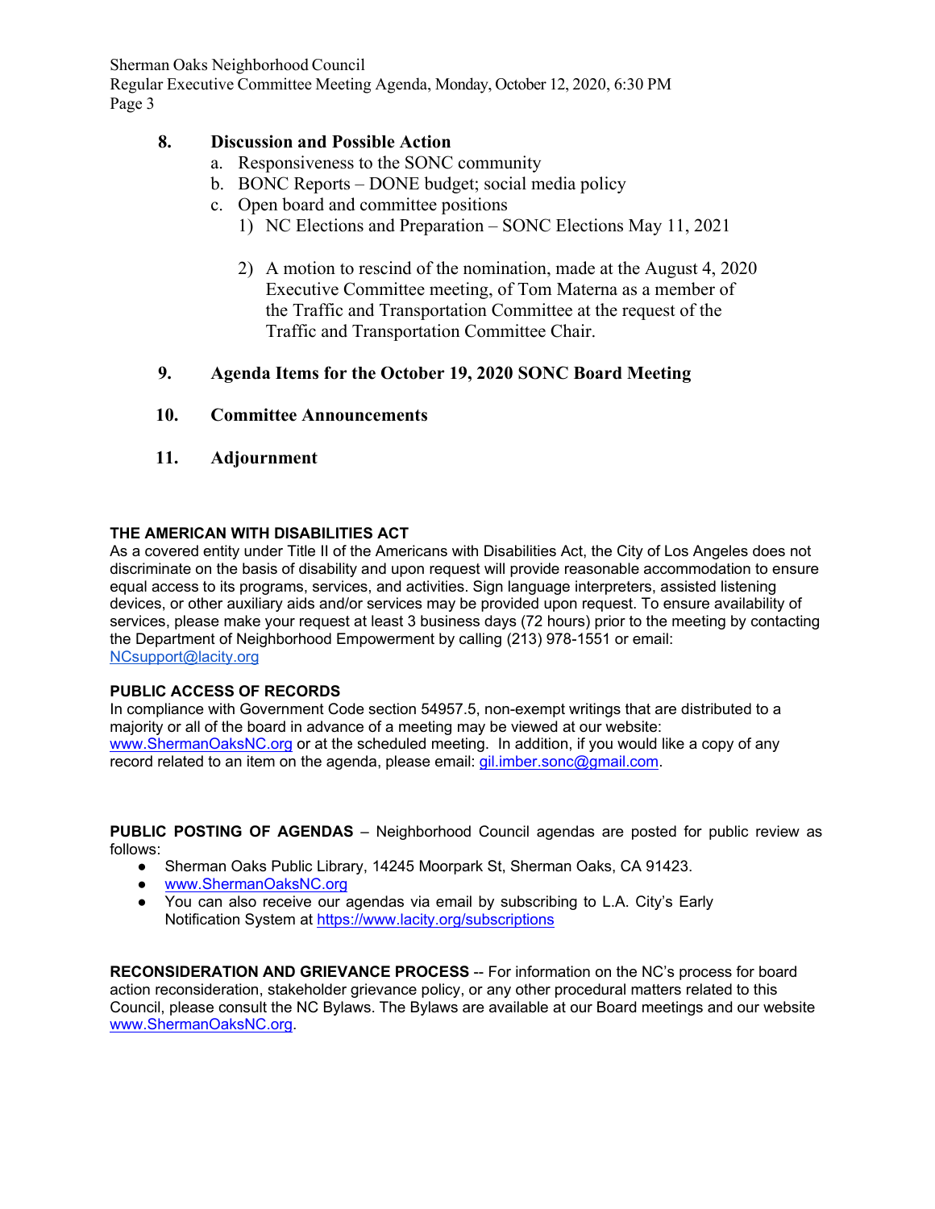**8. Discussion and Possible Action**

a. Responsiveness to the SONC community
b. BONC Reports – DONE budget; social media policy
c. Open board and committee positions
   1) NC Elections and Preparation – SONC Elections May 11, 2021

   2) A motion to rescind of the nomination, made at the August 4, 2020 Executive Committee meeting, of Tom Materna as a member of the Traffic and Transportation Committee at the request of the Traffic and Transportation Committee Chair.

**9. Agenda Items for the October 19, 2020 SONC Board Meeting**

**10. Committee Announcements**

**11. Adjournment**

**THE AMERICAN WITH DISABILITIES ACT**
As a covered entity under Title II of the Americans with Disabilities Act, the City of Los Angeles does not discriminate on the basis of disability and upon request will provide reasonable accommodation to ensure equal access to its programs, services, and activities. Sign language interpreters, assisted listening devices, or other auxiliary aids and/or services may be provided upon request. To ensure availability of services, please make your request at least 3 business days (72 hours) prior to the meeting by contacting the Department of Neighborhood Empowerment by calling (213) 978-1551 or email: NCsupport@lacity.org

**PUBLIC ACCESS OF RECORDS**
In compliance with Government Code section 54957.5, non-exempt writings that are distributed to a majority or all of the board in advance of a meeting may be viewed at our website: www.ShermanOaksNC.org or at the scheduled meeting. In addition, if you would like a copy of any record related to an item on the agenda, please email: gil.imber.sonc@gmail.com.

**PUBLIC POSTING OF AGENDAS** – Neighborhood Council agendas are posted for public review as follows:

- Sherman Oaks Public Library, 14245 Moorpark St, Sherman Oaks, CA 91423.
- www.ShermanOaksNC.org
- You can also receive our agendas via email by subscribing to L.A. City's Early Notification System at https://www.lacity.org/subscriptions

**RECONSIDERATION AND GRIEVANCE PROCESS** -- For information on the NC's process for board action reconsideration, stakeholder grievance policy, or any other procedural matters related to this Council, please consult the NC Bylaws. The Bylaws are available at our Board meetings and our website www.ShermanOaksNC.org.